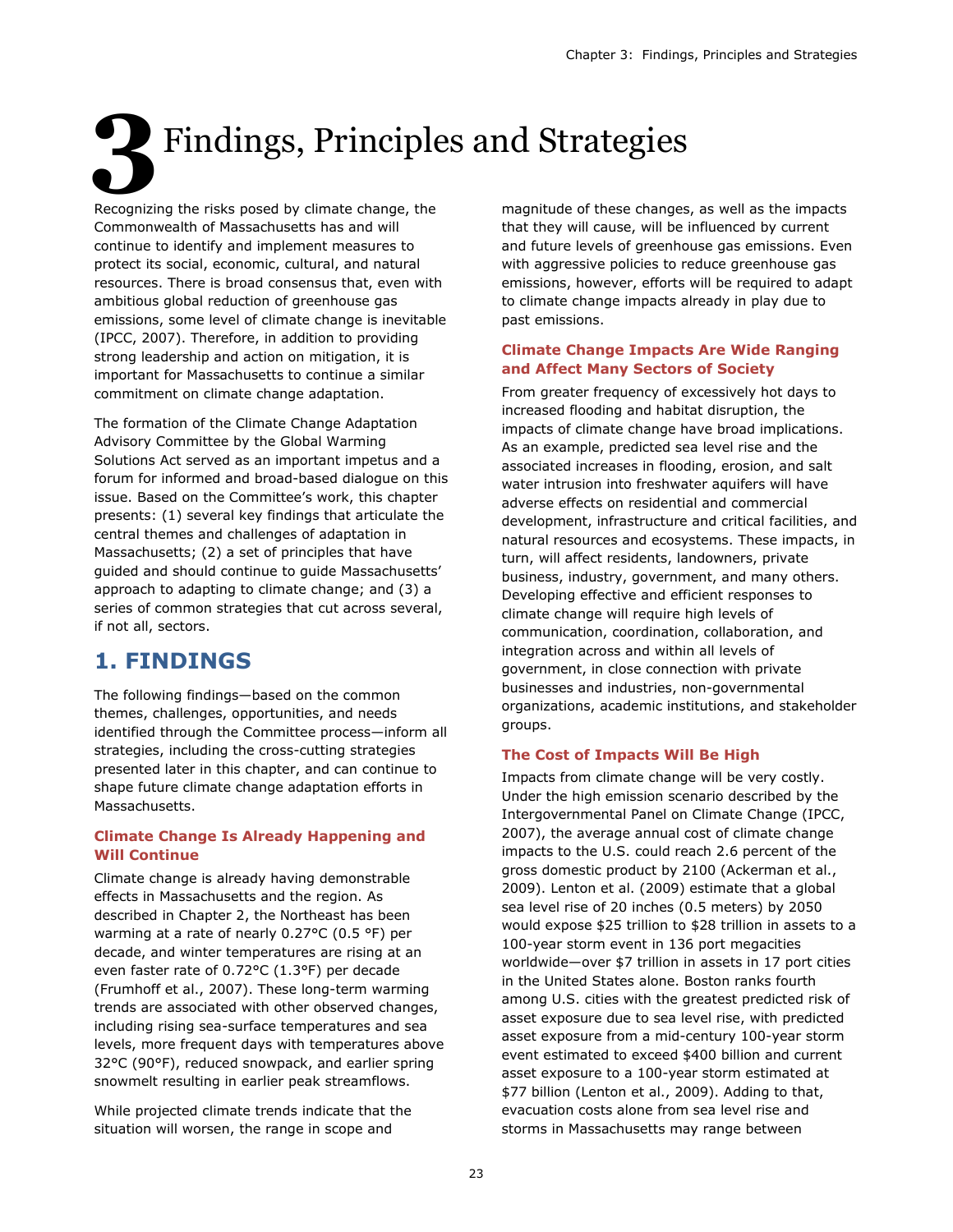// Chapter title
# 3 Findings, Principles and Strategies

Recognizing the risks posed by climate change, the Commonwealth of Massachusetts has and will continue to identify and implement measures to protect its social, economic, cultural, and natural resources. There is broad consensus that, even with ambitious global reduction of greenhouse gas emissions, some level of climate change is inevitable (IPCC, 2007). Therefore, in addition to providing strong leadership and action on mitigation, it is important for Massachusetts to continue a similar commitment on climate change adaptation.

The formation of the Climate Change Adaptation Advisory Committee by the Global Warming Solutions Act served as an important impetus and a forum for informed and broad-based dialogue on this issue. Based on the Committee's work, this chapter presents: (1) several key findings that articulate the central themes and challenges of adaptation in Massachusetts; (2) a set of principles that have guided and should continue to guide Massachusetts' approach to adapting to climate change; and (3) a series of common strategies that cut across several, if not all, sectors.

## 1. FINDINGS

The following findings—based on the common themes, challenges, opportunities, and needs identified through the Committee process—inform all strategies, including the cross-cutting strategies presented later in this chapter, and can continue to shape future climate change adaptation efforts in Massachusetts.

### Climate Change Is Already Happening and Will Continue

Climate change is already having demonstrable effects in Massachusetts and the region. As described in Chapter 2, the Northeast has been warming at a rate of nearly 0.27°C (0.5 °F) per decade, and winter temperatures are rising at an even faster rate of 0.72°C (1.3°F) per decade (Frumhoff et al., 2007). These long-term warming trends are associated with other observed changes, including rising sea-surface temperatures and sea levels, more frequent days with temperatures above 32°C (90°F), reduced snowpack, and earlier spring snowmelt resulting in earlier peak streamflows.

While projected climate trends indicate that the situation will worsen, the range in scope and magnitude of these changes, as well as the impacts that they will cause, will be influenced by current and future levels of greenhouse gas emissions. Even with aggressive policies to reduce greenhouse gas emissions, however, efforts will be required to adapt to climate change impacts already in play due to past emissions.

### Climate Change Impacts Are Wide Ranging and Affect Many Sectors of Society

From greater frequency of excessively hot days to increased flooding and habitat disruption, the impacts of climate change have broad implications. As an example, predicted sea level rise and the associated increases in flooding, erosion, and salt water intrusion into freshwater aquifers will have adverse effects on residential and commercial development, infrastructure and critical facilities, and natural resources and ecosystems. These impacts, in turn, will affect residents, landowners, private business, industry, government, and many others. Developing effective and efficient responses to climate change will require high levels of communication, coordination, collaboration, and integration across and within all levels of government, in close connection with private businesses and industries, non-governmental organizations, academic institutions, and stakeholder groups.

### The Cost of Impacts Will Be High

Impacts from climate change will be very costly. Under the high emission scenario described by the Intergovernmental Panel on Climate Change (IPCC, 2007), the average annual cost of climate change impacts to the U.S. could reach 2.6 percent of the gross domestic product by 2100 (Ackerman et al., 2009). Lenton et al. (2009) estimate that a global sea level rise of 20 inches (0.5 meters) by 2050 would expose \$25 trillion to \$28 trillion in assets to a 100-year storm event in 136 port megacities worldwide—over \$7 trillion in assets in 17 port cities in the United States alone. Boston ranks fourth among U.S. cities with the greatest predicted risk of asset exposure due to sea level rise, with predicted asset exposure from a mid-century 100-year storm event estimated to exceed \$400 billion and current asset exposure to a 100-year storm estimated at \$77 billion (Lenton et al., 2009). Adding to that, evacuation costs alone from sea level rise and storms in Massachusetts may range between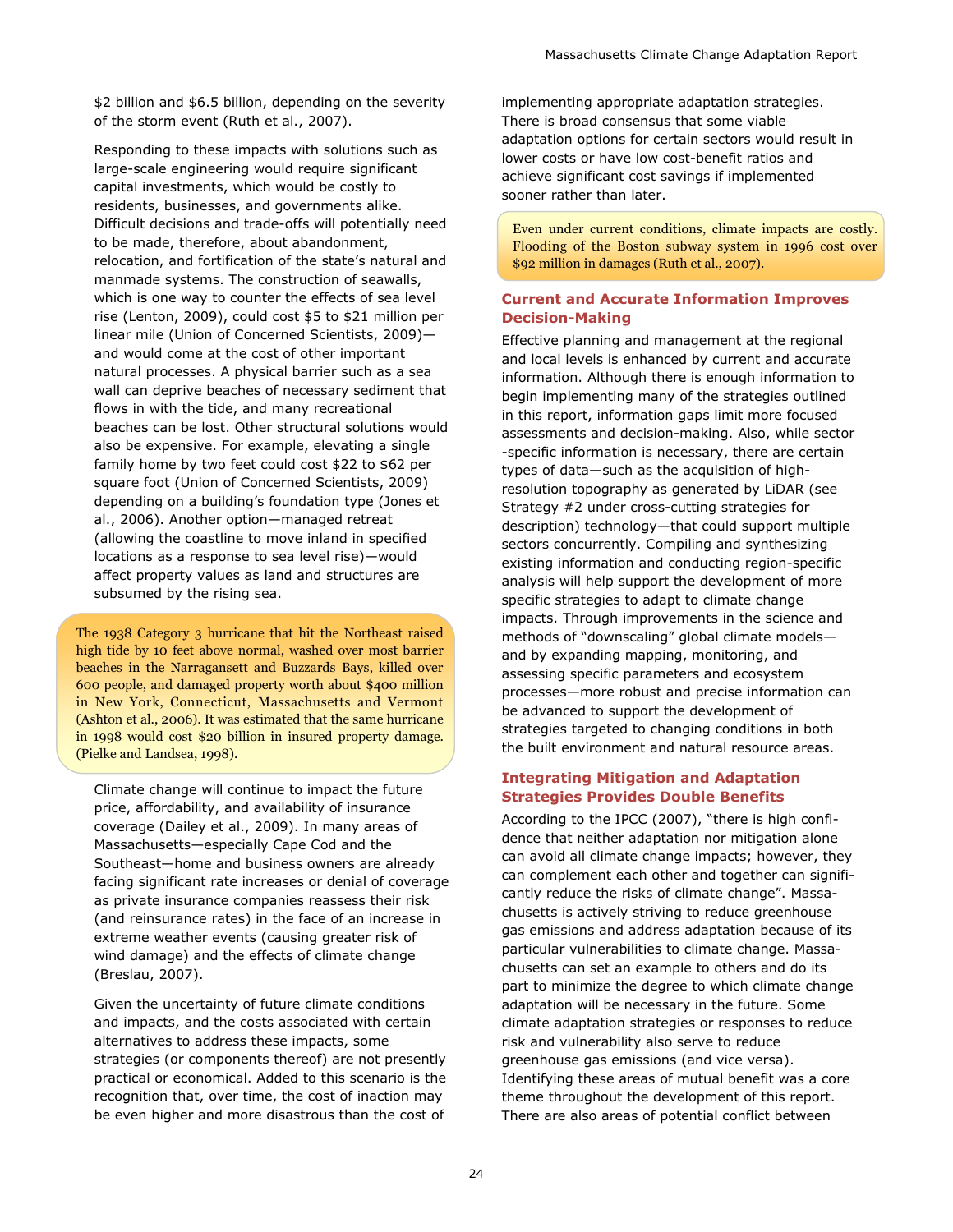$2 billion and $6.5 billion, depending on the severity of the storm event (Ruth et al., 2007).

Responding to these impacts with solutions such as large-scale engineering would require significant capital investments, which would be costly to residents, businesses, and governments alike. Difficult decisions and trade-offs will potentially need to be made, therefore, about abandonment, relocation, and fortification of the state's natural and manmade systems. The construction of seawalls, which is one way to counter the effects of sea level rise (Lenton, 2009), could cost $5 to $21 million per linear mile (Union of Concerned Scientists, 2009)—and would come at the cost of other important natural processes. A physical barrier such as a sea wall can deprive beaches of necessary sediment that flows in with the tide, and many recreational beaches can be lost. Other structural solutions would also be expensive. For example, elevating a single family home by two feet could cost $22 to $62 per square foot (Union of Concerned Scientists, 2009) depending on a building's foundation type (Jones et al., 2006). Another option—managed retreat (allowing the coastline to move inland in specified locations as a response to sea level rise)—would affect property values as land and structures are subsumed by the rising sea.

> The 1938 Category 3 hurricane that hit the Northeast raised high tide by 10 feet above normal, washed over most barrier beaches in the Narragansett and Buzzards Bays, killed over 600 people, and damaged property worth about $400 million in New York, Connecticut, Massachusetts and Vermont (Ashton et al., 2006). It was estimated that the same hurricane in 1998 would cost $20 billion in insured property damage. (Pielke and Landsea, 1998).

Climate change will continue to impact the future price, affordability, and availability of insurance coverage (Dailey et al., 2009). In many areas of Massachusetts—especially Cape Cod and the Southeast—home and business owners are already facing significant rate increases or denial of coverage as private insurance companies reassess their risk (and reinsurance rates) in the face of an increase in extreme weather events (causing greater risk of wind damage) and the effects of climate change (Breslau, 2007).

Given the uncertainty of future climate conditions and impacts, and the costs associated with certain alternatives to address these impacts, some strategies (or components thereof) are not presently practical or economical. Added to this scenario is the recognition that, over time, the cost of inaction may be even higher and more disastrous than the cost of implementing appropriate adaptation strategies. There is broad consensus that some viable adaptation options for certain sectors would result in lower costs or have low cost-benefit ratios and achieve significant cost savings if implemented sooner rather than later.

> Even under current conditions, climate impacts are costly. Flooding of the Boston subway system in 1996 cost over $92 million in damages (Ruth et al., 2007).

### Current and Accurate Information Improves Decision-Making

Effective planning and management at the regional and local levels is enhanced by current and accurate information. Although there is enough information to begin implementing many of the strategies outlined in this report, information gaps limit more focused assessments and decision-making. Also, while sector-specific information is necessary, there are certain types of data—such as the acquisition of high-resolution topography as generated by LiDAR (see Strategy #2 under cross-cutting strategies for description) technology—that could support multiple sectors concurrently. Compiling and synthesizing existing information and conducting region-specific analysis will help support the development of more specific strategies to adapt to climate change impacts. Through improvements in the science and methods of "downscaling" global climate models—and by expanding mapping, monitoring, and assessing specific parameters and ecosystem processes—more robust and precise information can be advanced to support the development of strategies targeted to changing conditions in both the built environment and natural resource areas.

### Integrating Mitigation and Adaptation Strategies Provides Double Benefits

According to the IPCC (2007), "there is high confidence that neither adaptation nor mitigation alone can avoid all climate change impacts; however, they can complement each other and together can significantly reduce the risks of climate change". Massachusetts is actively striving to reduce greenhouse gas emissions and address adaptation because of its particular vulnerabilities to climate change. Massachusetts can set an example to others and do its part to minimize the degree to which climate change adaptation will be necessary in the future. Some climate adaptation strategies or responses to reduce risk and vulnerability also serve to reduce greenhouse gas emissions (and vice versa). Identifying these areas of mutual benefit was a core theme throughout the development of this report. There are also areas of potential conflict between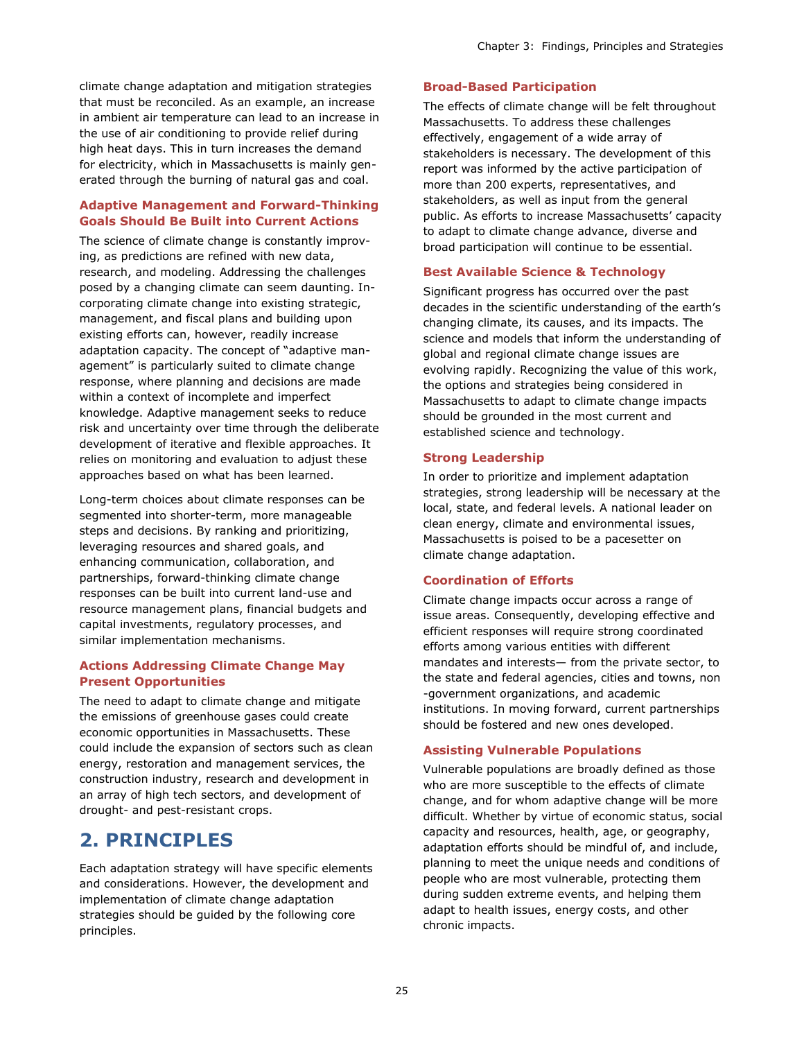climate change adaptation and mitigation strategies that must be reconciled. As an example, an increase in ambient air temperature can lead to an increase in the use of air conditioning to provide relief during high heat days. This in turn increases the demand for electricity, which in Massachusetts is mainly generated through the burning of natural gas and coal.

### Adaptive Management and Forward-Thinking Goals Should Be Built into Current Actions

The science of climate change is constantly improving, as predictions are refined with new data, research, and modeling. Addressing the challenges posed by a changing climate can seem daunting. Incorporating climate change into existing strategic, management, and fiscal plans and building upon existing efforts can, however, readily increase adaptation capacity. The concept of "adaptive management" is particularly suited to climate change response, where planning and decisions are made within a context of incomplete and imperfect knowledge. Adaptive management seeks to reduce risk and uncertainty over time through the deliberate development of iterative and flexible approaches. It relies on monitoring and evaluation to adjust these approaches based on what has been learned.

Long-term choices about climate responses can be segmented into shorter-term, more manageable steps and decisions. By ranking and prioritizing, leveraging resources and shared goals, and enhancing communication, collaboration, and partnerships, forward-thinking climate change responses can be built into current land-use and resource management plans, financial budgets and capital investments, regulatory processes, and similar implementation mechanisms.

### Actions Addressing Climate Change May Present Opportunities

The need to adapt to climate change and mitigate the emissions of greenhouse gases could create economic opportunities in Massachusetts. These could include the expansion of sectors such as clean energy, restoration and management services, the construction industry, research and development in an array of high tech sectors, and development of drought- and pest-resistant crops.

## 2. PRINCIPLES

Each adaptation strategy will have specific elements and considerations. However, the development and implementation of climate change adaptation strategies should be guided by the following core principles.

### Broad-Based Participation

The effects of climate change will be felt throughout Massachusetts. To address these challenges effectively, engagement of a wide array of stakeholders is necessary. The development of this report was informed by the active participation of more than 200 experts, representatives, and stakeholders, as well as input from the general public. As efforts to increase Massachusetts' capacity to adapt to climate change advance, diverse and broad participation will continue to be essential.

### Best Available Science & Technology

Significant progress has occurred over the past decades in the scientific understanding of the earth's changing climate, its causes, and its impacts. The science and models that inform the understanding of global and regional climate change issues are evolving rapidly. Recognizing the value of this work, the options and strategies being considered in Massachusetts to adapt to climate change impacts should be grounded in the most current and established science and technology.

### Strong Leadership

In order to prioritize and implement adaptation strategies, strong leadership will be necessary at the local, state, and federal levels. A national leader on clean energy, climate and environmental issues, Massachusetts is poised to be a pacesetter on climate change adaptation.

### Coordination of Efforts

Climate change impacts occur across a range of issue areas. Consequently, developing effective and efficient responses will require strong coordinated efforts among various entities with different mandates and interests— from the private sector, to the state and federal agencies, cities and towns, non-government organizations, and academic institutions. In moving forward, current partnerships should be fostered and new ones developed.

### Assisting Vulnerable Populations

Vulnerable populations are broadly defined as those who are more susceptible to the effects of climate change, and for whom adaptive change will be more difficult. Whether by virtue of economic status, social capacity and resources, health, age, or geography, adaptation efforts should be mindful of, and include, planning to meet the unique needs and conditions of people who are most vulnerable, protecting them during sudden extreme events, and helping them adapt to health issues, energy costs, and other chronic impacts.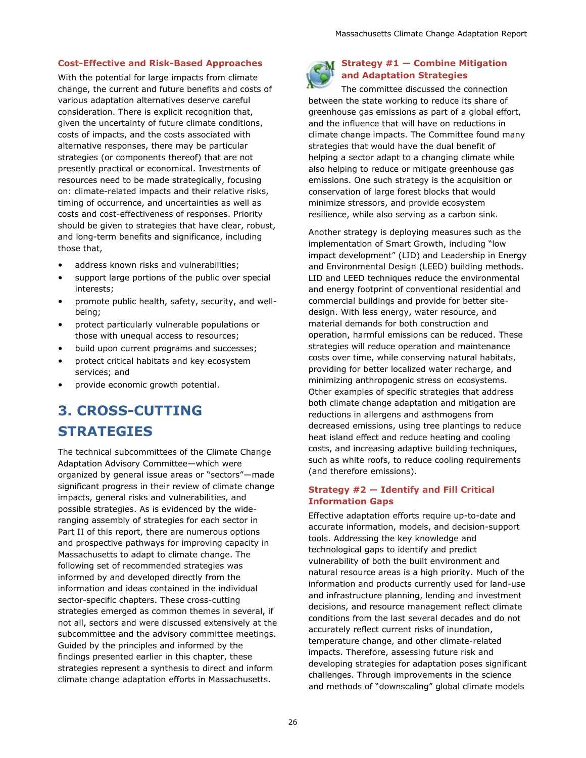### Cost-Effective and Risk-Based Approaches

With the potential for large impacts from climate change, the current and future benefits and costs of various adaptation alternatives deserve careful consideration. There is explicit recognition that, given the uncertainty of future climate conditions, costs of impacts, and the costs associated with alternative responses, there may be particular strategies (or components thereof) that are not presently practical or economical. Investments of resources need to be made strategically, focusing on: climate-related impacts and their relative risks, timing of occurrence, and uncertainties as well as costs and cost-effectiveness of responses. Priority should be given to strategies that have clear, robust, and long-term benefits and significance, including those that,

- address known risks and vulnerabilities;
- support large portions of the public over special interests;
- promote public health, safety, security, and well-being;
- protect particularly vulnerable populations or those with unequal access to resources;
- build upon current programs and successes;
- protect critical habitats and key ecosystem services; and
- provide economic growth potential.

# 3. CROSS-CUTTING STRATEGIES

The technical subcommittees of the Climate Change Adaptation Advisory Committee—which were organized by general issue areas or "sectors"—made significant progress in their review of climate change impacts, general risks and vulnerabilities, and possible strategies. As is evidenced by the wide-ranging assembly of strategies for each sector in Part II of this report, there are numerous options and prospective pathways for improving capacity in Massachusetts to adapt to climate change. The following set of recommended strategies was informed by and developed directly from the information and ideas contained in the individual sector-specific chapters. These cross-cutting strategies emerged as common themes in several, if not all, sectors and were discussed extensively at the subcommittee and the advisory committee meetings. Guided by the principles and informed by the findings presented earlier in this chapter, these strategies represent a synthesis to direct and inform climate change adaptation efforts in Massachusetts.

### Strategy #1 — Combine Mitigation and Adaptation Strategies

The committee discussed the connection between the state working to reduce its share of greenhouse gas emissions as part of a global effort, and the influence that will have on reductions in climate change impacts. The Committee found many strategies that would have the dual benefit of helping a sector adapt to a changing climate while also helping to reduce or mitigate greenhouse gas emissions. One such strategy is the acquisition or conservation of large forest blocks that would minimize stressors, and provide ecosystem resilience, while also serving as a carbon sink.

Another strategy is deploying measures such as the implementation of Smart Growth, including "low impact development" (LID) and Leadership in Energy and Environmental Design (LEED) building methods. LID and LEED techniques reduce the environmental and energy footprint of conventional residential and commercial buildings and provide for better site-design. With less energy, water resource, and material demands for both construction and operation, harmful emissions can be reduced. These strategies will reduce operation and maintenance costs over time, while conserving natural habitats, providing for better localized water recharge, and minimizing anthropogenic stress on ecosystems. Other examples of specific strategies that address both climate change adaptation and mitigation are reductions in allergens and asthmogens from decreased emissions, using tree plantings to reduce heat island effect and reduce heating and cooling costs, and increasing adaptive building techniques, such as white roofs, to reduce cooling requirements (and therefore emissions).

### Strategy #2 — Identify and Fill Critical Information Gaps

Effective adaptation efforts require up-to-date and accurate information, models, and decision-support tools. Addressing the key knowledge and technological gaps to identify and predict vulnerability of both the built environment and natural resource areas is a high priority. Much of the information and products currently used for land-use and infrastructure planning, lending and investment decisions, and resource management reflect climate conditions from the last several decades and do not accurately reflect current risks of inundation, temperature change, and other climate-related impacts. Therefore, assessing future risk and developing strategies for adaptation poses significant challenges. Through improvements in the science and methods of "downscaling" global climate models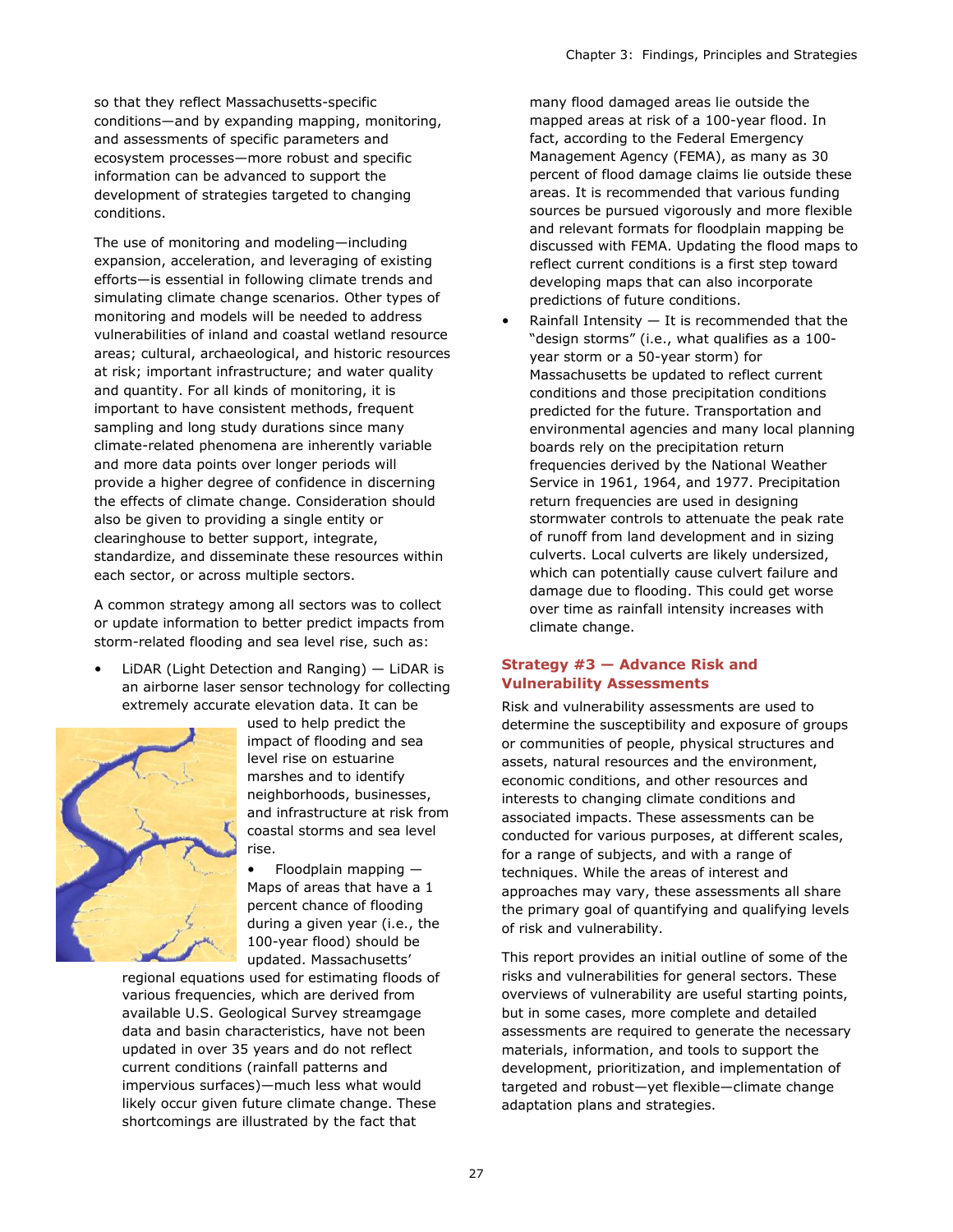so that they reflect Massachusetts-specific conditions—and by expanding mapping, monitoring, and assessments of specific parameters and ecosystem processes—more robust and specific information can be advanced to support the development of strategies targeted to changing conditions.

The use of monitoring and modeling—including expansion, acceleration, and leveraging of existing efforts—is essential in following climate trends and simulating climate change scenarios. Other types of monitoring and models will be needed to address vulnerabilities of inland and coastal wetland resource areas; cultural, archaeological, and historic resources at risk; important infrastructure; and water quality and quantity. For all kinds of monitoring, it is important to have consistent methods, frequent sampling and long study durations since many climate-related phenomena are inherently variable and more data points over longer periods will provide a higher degree of confidence in discerning the effects of climate change. Consideration should also be given to providing a single entity or clearinghouse to better support, integrate, standardize, and disseminate these resources within each sector, or across multiple sectors.

A common strategy among all sectors was to collect or update information to better predict impacts from storm-related flooding and sea level rise, such as:

- LiDAR (Light Detection and Ranging) — LiDAR is an airborne laser sensor technology for collecting extremely accurate elevation data. It can be used to help predict the impact of flooding and sea level rise on estuarine marshes and to identify neighborhoods, businesses, and infrastructure at risk from coastal storms and sea level rise.
- Floodplain mapping — Maps of areas that have a 1 percent chance of flooding during a given year (i.e., the 100-year flood) should be updated. Massachusetts' regional equations used for estimating floods of various frequencies, which are derived from available U.S. Geological Survey streamgage data and basin characteristics, have not been updated in over 35 years and do not reflect current conditions (rainfall patterns and impervious surfaces)—much less what would likely occur given future climate change. These shortcomings are illustrated by the fact that many flood damaged areas lie outside the mapped areas at risk of a 100-year flood. In fact, according to the Federal Emergency Management Agency (FEMA), as many as 30 percent of flood damage claims lie outside these areas. It is recommended that various funding sources be pursued vigorously and more flexible and relevant formats for floodplain mapping be discussed with FEMA. Updating the flood maps to reflect current conditions is a first step toward developing maps that can also incorporate predictions of future conditions.
- Rainfall Intensity — It is recommended that the "design storms" (i.e., what qualifies as a 100-year storm or a 50-year storm) for Massachusetts be updated to reflect current conditions and those precipitation conditions predicted for the future. Transportation and environmental agencies and many local planning boards rely on the precipitation return frequencies derived by the National Weather Service in 1961, 1964, and 1977. Precipitation return frequencies are used in designing stormwater controls to attenuate the peak rate of runoff from land development and in sizing culverts. Local culverts are likely undersized, which can potentially cause culvert failure and damage due to flooding. This could get worse over time as rainfall intensity increases with climate change.

### Strategy #3 — Advance Risk and Vulnerability Assessments

Risk and vulnerability assessments are used to determine the susceptibility and exposure of groups or communities of people, physical structures and assets, natural resources and the environment, economic conditions, and other resources and interests to changing climate conditions and associated impacts. These assessments can be conducted for various purposes, at different scales, for a range of subjects, and with a range of techniques. While the areas of interest and approaches may vary, these assessments all share the primary goal of quantifying and qualifying levels of risk and vulnerability.

This report provides an initial outline of some of the risks and vulnerabilities for general sectors. These overviews of vulnerability are useful starting points, but in some cases, more complete and detailed assessments are required to generate the necessary materials, information, and tools to support the development, prioritization, and implementation of targeted and robust—yet flexible—climate change adaptation plans and strategies.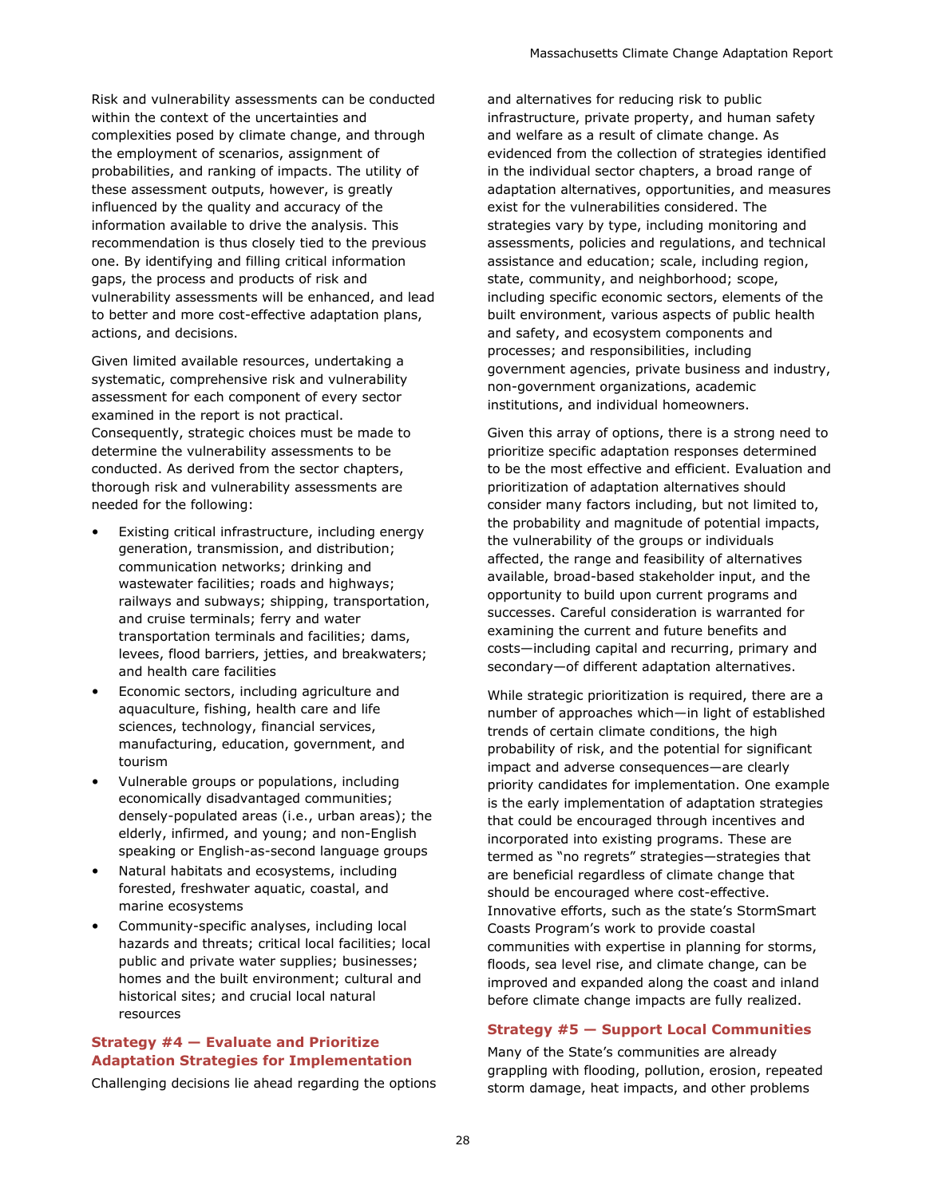Risk and vulnerability assessments can be conducted within the context of the uncertainties and complexities posed by climate change, and through the employment of scenarios, assignment of probabilities, and ranking of impacts. The utility of these assessment outputs, however, is greatly influenced by the quality and accuracy of the information available to drive the analysis. This recommendation is thus closely tied to the previous one. By identifying and filling critical information gaps, the process and products of risk and vulnerability assessments will be enhanced, and lead to better and more cost-effective adaptation plans, actions, and decisions.

Given limited available resources, undertaking a systematic, comprehensive risk and vulnerability assessment for each component of every sector examined in the report is not practical. Consequently, strategic choices must be made to determine the vulnerability assessments to be conducted. As derived from the sector chapters, thorough risk and vulnerability assessments are needed for the following:

- Existing critical infrastructure, including energy generation, transmission, and distribution; communication networks; drinking and wastewater facilities; roads and highways; railways and subways; shipping, transportation, and cruise terminals; ferry and water transportation terminals and facilities; dams, levees, flood barriers, jetties, and breakwaters; and health care facilities
- Economic sectors, including agriculture and aquaculture, fishing, health care and life sciences, technology, financial services, manufacturing, education, government, and tourism
- Vulnerable groups or populations, including economically disadvantaged communities; densely-populated areas (i.e., urban areas); the elderly, infirmed, and young; and non-English speaking or English-as-second language groups
- Natural habitats and ecosystems, including forested, freshwater aquatic, coastal, and marine ecosystems
- Community-specific analyses, including local hazards and threats; critical local facilities; local public and private water supplies; businesses; homes and the built environment; cultural and historical sites; and crucial local natural resources

### Strategy #4 — Evaluate and Prioritize Adaptation Strategies for Implementation

Challenging decisions lie ahead regarding the options and alternatives for reducing risk to public infrastructure, private property, and human safety and welfare as a result of climate change. As evidenced from the collection of strategies identified in the individual sector chapters, a broad range of adaptation alternatives, opportunities, and measures exist for the vulnerabilities considered. The strategies vary by type, including monitoring and assessments, policies and regulations, and technical assistance and education; scale, including region, state, community, and neighborhood; scope, including specific economic sectors, elements of the built environment, various aspects of public health and safety, and ecosystem components and processes; and responsibilities, including government agencies, private business and industry, non-government organizations, academic institutions, and individual homeowners.

Given this array of options, there is a strong need to prioritize specific adaptation responses determined to be the most effective and efficient. Evaluation and prioritization of adaptation alternatives should consider many factors including, but not limited to, the probability and magnitude of potential impacts, the vulnerability of the groups or individuals affected, the range and feasibility of alternatives available, broad-based stakeholder input, and the opportunity to build upon current programs and successes. Careful consideration is warranted for examining the current and future benefits and costs—including capital and recurring, primary and secondary—of different adaptation alternatives.

While strategic prioritization is required, there are a number of approaches which—in light of established trends of certain climate conditions, the high probability of risk, and the potential for significant impact and adverse consequences—are clearly priority candidates for implementation. One example is the early implementation of adaptation strategies that could be encouraged through incentives and incorporated into existing programs. These are termed as "no regrets" strategies—strategies that are beneficial regardless of climate change that should be encouraged where cost-effective. Innovative efforts, such as the state's StormSmart Coasts Program's work to provide coastal communities with expertise in planning for storms, floods, sea level rise, and climate change, can be improved and expanded along the coast and inland before climate change impacts are fully realized.

### Strategy #5 — Support Local Communities

Many of the State's communities are already grappling with flooding, pollution, erosion, repeated storm damage, heat impacts, and other problems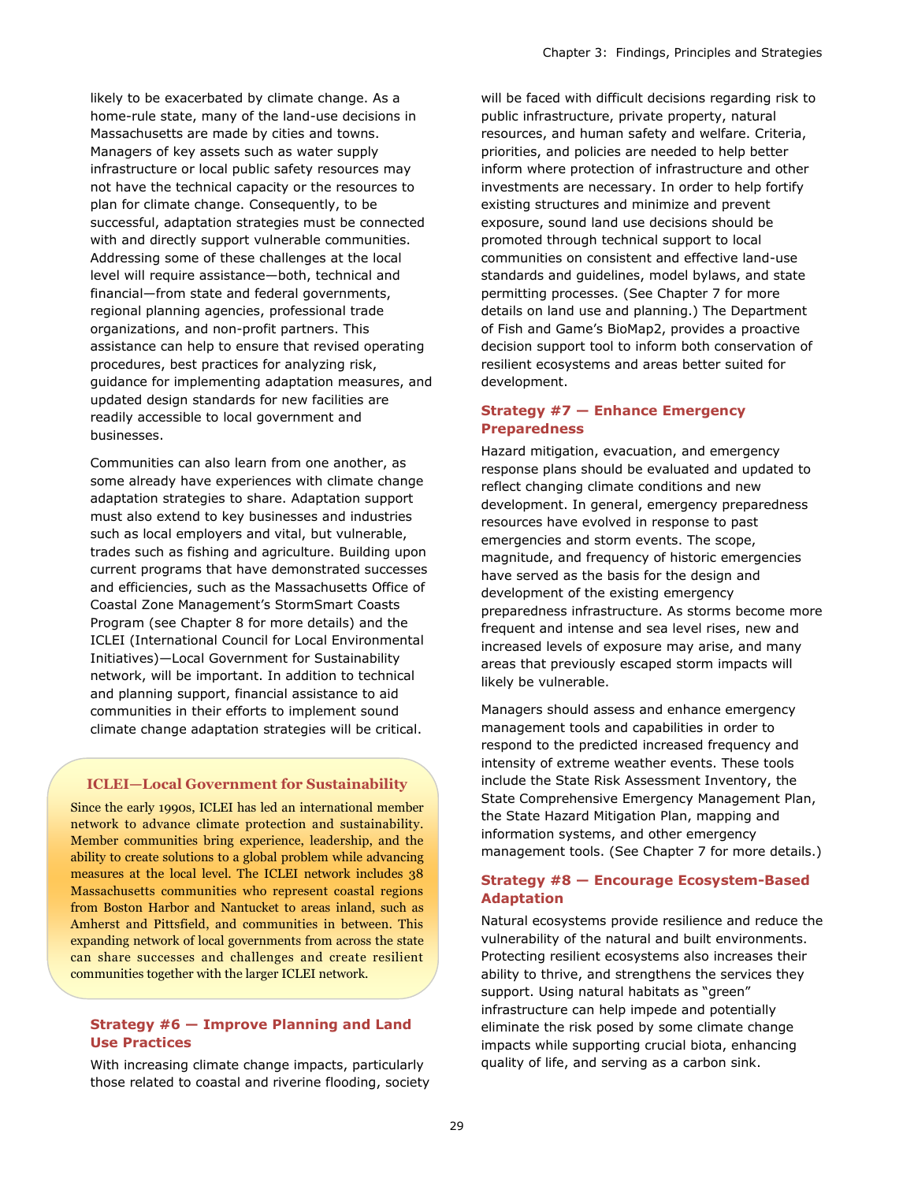likely to be exacerbated by climate change. As a home-rule state, many of the land-use decisions in Massachusetts are made by cities and towns. Managers of key assets such as water supply infrastructure or local public safety resources may not have the technical capacity or the resources to plan for climate change. Consequently, to be successful, adaptation strategies must be connected with and directly support vulnerable communities. Addressing some of these challenges at the local level will require assistance—both, technical and financial—from state and federal governments, regional planning agencies, professional trade organizations, and non-profit partners. This assistance can help to ensure that revised operating procedures, best practices for analyzing risk, guidance for implementing adaptation measures, and updated design standards for new facilities are readily accessible to local government and businesses.

Communities can also learn from one another, as some already have experiences with climate change adaptation strategies to share. Adaptation support must also extend to key businesses and industries such as local employers and vital, but vulnerable, trades such as fishing and agriculture. Building upon current programs that have demonstrated successes and efficiencies, such as the Massachusetts Office of Coastal Zone Management's StormSmart Coasts Program (see Chapter 8 for more details) and the ICLEI (International Council for Local Environmental Initiatives)—Local Government for Sustainability network, will be important. In addition to technical and planning support, financial assistance to aid communities in their efforts to implement sound climate change adaptation strategies will be critical.

> **ICLEI—Local Government for Sustainability**
>
> Since the early 1990s, ICLEI has led an international member network to advance climate protection and sustainability. Member communities bring experience, leadership, and the ability to create solutions to a global problem while advancing measures at the local level. The ICLEI network includes 38 Massachusetts communities who represent coastal regions from Boston Harbor and Nantucket to areas inland, such as Amherst and Pittsfield, and communities in between. This expanding network of local governments from across the state can share successes and challenges and create resilient communities together with the larger ICLEI network.

### Strategy #6 — Improve Planning and Land Use Practices

With increasing climate change impacts, particularly those related to coastal and riverine flooding, society will be faced with difficult decisions regarding risk to public infrastructure, private property, natural resources, and human safety and welfare. Criteria, priorities, and policies are needed to help better inform where protection of infrastructure and other investments are necessary. In order to help fortify existing structures and minimize and prevent exposure, sound land use decisions should be promoted through technical support to local communities on consistent and effective land-use standards and guidelines, model bylaws, and state permitting processes. (See Chapter 7 for more details on land use and planning.) The Department of Fish and Game's BioMap2, provides a proactive decision support tool to inform both conservation of resilient ecosystems and areas better suited for development.

### Strategy #7 — Enhance Emergency Preparedness

Hazard mitigation, evacuation, and emergency response plans should be evaluated and updated to reflect changing climate conditions and new development. In general, emergency preparedness resources have evolved in response to past emergencies and storm events. The scope, magnitude, and frequency of historic emergencies have served as the basis for the design and development of the existing emergency preparedness infrastructure. As storms become more frequent and intense and sea level rises, new and increased levels of exposure may arise, and many areas that previously escaped storm impacts will likely be vulnerable.

Managers should assess and enhance emergency management tools and capabilities in order to respond to the predicted increased frequency and intensity of extreme weather events. These tools include the State Risk Assessment Inventory, the State Comprehensive Emergency Management Plan, the State Hazard Mitigation Plan, mapping and information systems, and other emergency management tools. (See Chapter 7 for more details.)

### Strategy #8 — Encourage Ecosystem-Based Adaptation

Natural ecosystems provide resilience and reduce the vulnerability of the natural and built environments. Protecting resilient ecosystems also increases their ability to thrive, and strengthens the services they support. Using natural habitats as "green" infrastructure can help impede and potentially eliminate the risk posed by some climate change impacts while supporting crucial biota, enhancing quality of life, and serving as a carbon sink.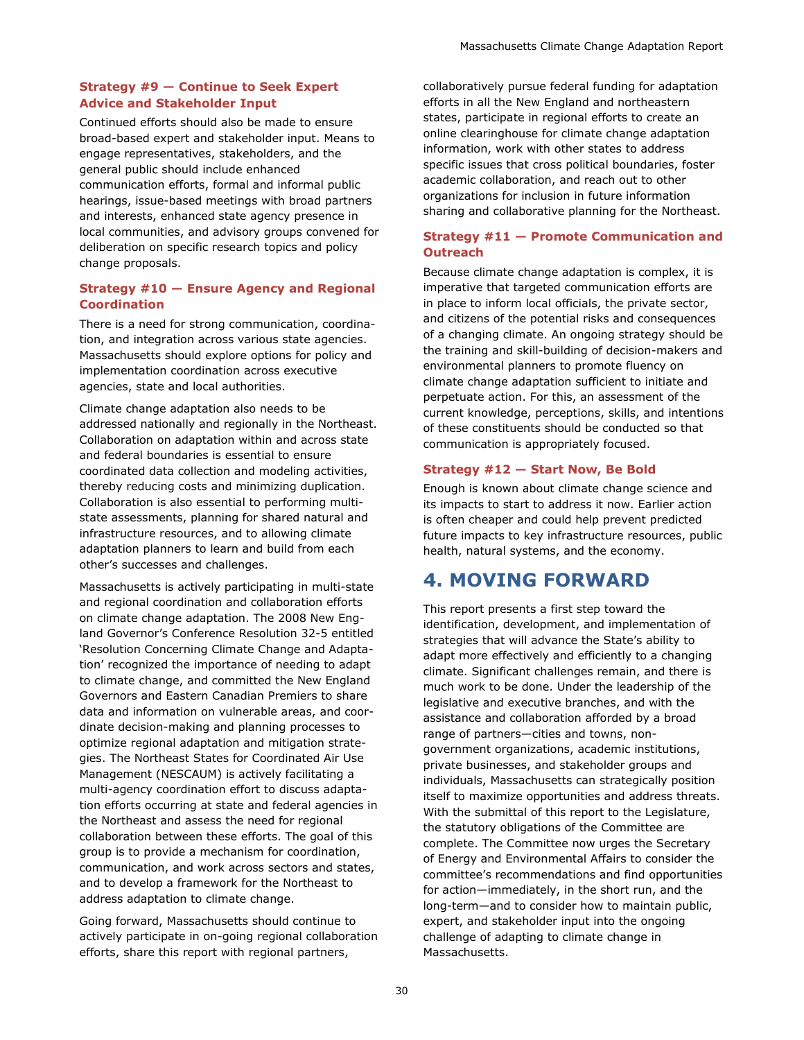### Strategy #9 — Continue to Seek Expert Advice and Stakeholder Input

Continued efforts should also be made to ensure broad-based expert and stakeholder input. Means to engage representatives, stakeholders, and the general public should include enhanced communication efforts, formal and informal public hearings, issue-based meetings with broad partners and interests, enhanced state agency presence in local communities, and advisory groups convened for deliberation on specific research topics and policy change proposals.

### Strategy #10 — Ensure Agency and Regional Coordination

There is a need for strong communication, coordination, and integration across various state agencies. Massachusetts should explore options for policy and implementation coordination across executive agencies, state and local authorities.

Climate change adaptation also needs to be addressed nationally and regionally in the Northeast. Collaboration on adaptation within and across state and federal boundaries is essential to ensure coordinated data collection and modeling activities, thereby reducing costs and minimizing duplication. Collaboration is also essential to performing multi-state assessments, planning for shared natural and infrastructure resources, and to allowing climate adaptation planners to learn and build from each other's successes and challenges.

Massachusetts is actively participating in multi-state and regional coordination and collaboration efforts on climate change adaptation. The 2008 New England Governor's Conference Resolution 32-5 entitled 'Resolution Concerning Climate Change and Adaptation' recognized the importance of needing to adapt to climate change, and committed the New England Governors and Eastern Canadian Premiers to share data and information on vulnerable areas, and coordinate decision-making and planning processes to optimize regional adaptation and mitigation strategies. The Northeast States for Coordinated Air Use Management (NESCAUM) is actively facilitating a multi-agency coordination effort to discuss adaptation efforts occurring at state and federal agencies in the Northeast and assess the need for regional collaboration between these efforts. The goal of this group is to provide a mechanism for coordination, communication, and work across sectors and states, and to develop a framework for the Northeast to address adaptation to climate change.

Going forward, Massachusetts should continue to actively participate in on-going regional collaboration efforts, share this report with regional partners, collaboratively pursue federal funding for adaptation efforts in all the New England and northeastern states, participate in regional efforts to create an online clearinghouse for climate change adaptation information, work with other states to address specific issues that cross political boundaries, foster academic collaboration, and reach out to other organizations for inclusion in future information sharing and collaborative planning for the Northeast.

### Strategy #11 — Promote Communication and Outreach

Because climate change adaptation is complex, it is imperative that targeted communication efforts are in place to inform local officials, the private sector, and citizens of the potential risks and consequences of a changing climate. An ongoing strategy should be the training and skill-building of decision-makers and environmental planners to promote fluency on climate change adaptation sufficient to initiate and perpetuate action. For this, an assessment of the current knowledge, perceptions, skills, and intentions of these constituents should be conducted so that communication is appropriately focused.

### Strategy #12 — Start Now, Be Bold

Enough is known about climate change science and its impacts to start to address it now. Earlier action is often cheaper and could help prevent predicted future impacts to key infrastructure resources, public health, natural systems, and the economy.

## 4. MOVING FORWARD

This report presents a first step toward the identification, development, and implementation of strategies that will advance the State's ability to adapt more effectively and efficiently to a changing climate. Significant challenges remain, and there is much work to be done. Under the leadership of the legislative and executive branches, and with the assistance and collaboration afforded by a broad range of partners—cities and towns, non-government organizations, academic institutions, private businesses, and stakeholder groups and individuals, Massachusetts can strategically position itself to maximize opportunities and address threats. With the submittal of this report to the Legislature, the statutory obligations of the Committee are complete. The Committee now urges the Secretary of Energy and Environmental Affairs to consider the committee's recommendations and find opportunities for action—immediately, in the short run, and the long-term—and to consider how to maintain public, expert, and stakeholder input into the ongoing challenge of adapting to climate change in Massachusetts.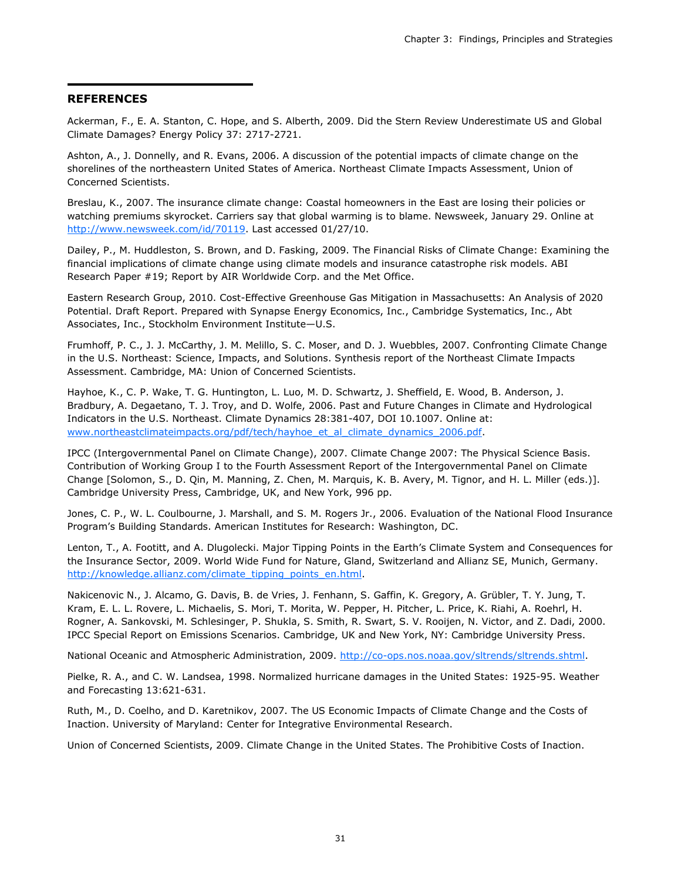## REFERENCES

Ackerman, F., E. A. Stanton, C. Hope, and S. Alberth, 2009. Did the Stern Review Underestimate US and Global Climate Damages? Energy Policy 37: 2717-2721.

Ashton, A., J. Donnelly, and R. Evans, 2006. A discussion of the potential impacts of climate change on the shorelines of the northeastern United States of America. Northeast Climate Impacts Assessment, Union of Concerned Scientists.

Breslau, K., 2007. The insurance climate change: Coastal homeowners in the East are losing their policies or watching premiums skyrocket. Carriers say that global warming is to blame. Newsweek, January 29. Online at http://www.newsweek.com/id/70119. Last accessed 01/27/10.

Dailey, P., M. Huddleston, S. Brown, and D. Fasking, 2009. The Financial Risks of Climate Change: Examining the financial implications of climate change using climate models and insurance catastrophe risk models. ABI Research Paper #19; Report by AIR Worldwide Corp. and the Met Office.

Eastern Research Group, 2010. Cost-Effective Greenhouse Gas Mitigation in Massachusetts: An Analysis of 2020 Potential. Draft Report. Prepared with Synapse Energy Economics, Inc., Cambridge Systematics, Inc., Abt Associates, Inc., Stockholm Environment Institute—U.S.

Frumhoff, P. C., J. J. McCarthy, J. M. Melillo, S. C. Moser, and D. J. Wuebbles, 2007. Confronting Climate Change in the U.S. Northeast: Science, Impacts, and Solutions. Synthesis report of the Northeast Climate Impacts Assessment. Cambridge, MA: Union of Concerned Scientists.

Hayhoe, K., C. P. Wake, T. G. Huntington, L. Luo, M. D. Schwartz, J. Sheffield, E. Wood, B. Anderson, J. Bradbury, A. Degaetano, T. J. Troy, and D. Wolfe, 2006. Past and Future Changes in Climate and Hydrological Indicators in the U.S. Northeast. Climate Dynamics 28:381-407, DOI 10.1007. Online at: www.northeastclimateimpacts.org/pdf/tech/hayhoe_et_al_climate_dynamics_2006.pdf.

IPCC (Intergovernmental Panel on Climate Change), 2007. Climate Change 2007: The Physical Science Basis. Contribution of Working Group I to the Fourth Assessment Report of the Intergovernmental Panel on Climate Change [Solomon, S., D. Qin, M. Manning, Z. Chen, M. Marquis, K. B. Avery, M. Tignor, and H. L. Miller (eds.)]. Cambridge University Press, Cambridge, UK, and New York, 996 pp.

Jones, C. P., W. L. Coulbourne, J. Marshall, and S. M. Rogers Jr., 2006. Evaluation of the National Flood Insurance Program's Building Standards. American Institutes for Research: Washington, DC.

Lenton, T., A. Footitt, and A. Dlugolecki. Major Tipping Points in the Earth's Climate System and Consequences for the Insurance Sector, 2009. World Wide Fund for Nature, Gland, Switzerland and Allianz SE, Munich, Germany. http://knowledge.allianz.com/climate_tipping_points_en.html.

Nakicenovic N., J. Alcamo, G. Davis, B. de Vries, J. Fenhann, S. Gaffin, K. Gregory, A. Grübler, T. Y. Jung, T. Kram, E. L. L. Rovere, L. Michaelis, S. Mori, T. Morita, W. Pepper, H. Pitcher, L. Price, K. Riahi, A. Roehrl, H. Rogner, A. Sankovski, M. Schlesinger, P. Shukla, S. Smith, R. Swart, S. V. Rooijen, N. Victor, and Z. Dadi, 2000. IPCC Special Report on Emissions Scenarios. Cambridge, UK and New York, NY: Cambridge University Press.

National Oceanic and Atmospheric Administration, 2009. http://co-ops.nos.noaa.gov/sltrends/sltrends.shtml.

Pielke, R. A., and C. W. Landsea, 1998. Normalized hurricane damages in the United States: 1925-95. Weather and Forecasting 13:621-631.

Ruth, M., D. Coelho, and D. Karetnikov, 2007. The US Economic Impacts of Climate Change and the Costs of Inaction. University of Maryland: Center for Integrative Environmental Research.

Union of Concerned Scientists, 2009. Climate Change in the United States. The Prohibitive Costs of Inaction.